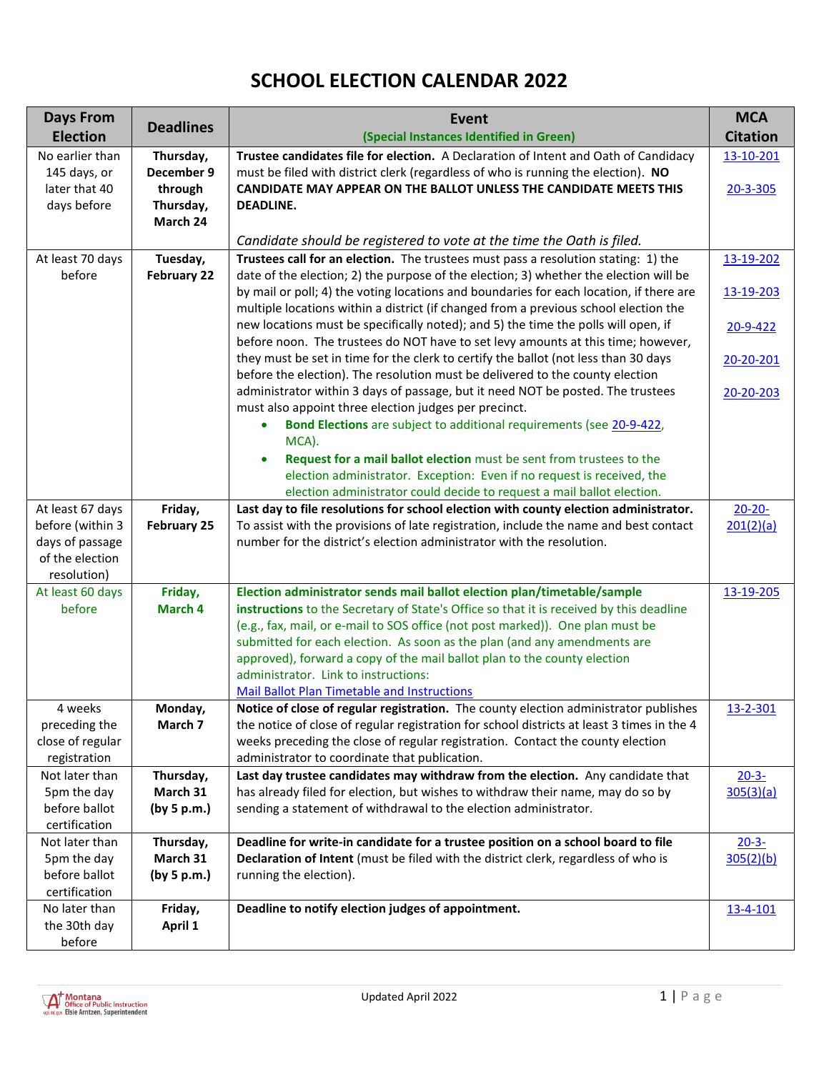# SCHOOL ELECTION CALENDAR 2022

| Days From Election | Deadlines | Event (Special Instances Identified in Green) | MCA Citation |
|---|---|---|---|
| No earlier than 145 days, or later that 40 days before | **Thursday, December 9 through Thursday, March 24** | **Trustee candidates file for election.** A Declaration of Intent and Oath of Candidacy must be filed with district clerk (regardless of who is running the election). **NO CANDIDATE MAY APPEAR ON THE BALLOT UNLESS THE CANDIDATE MEETS THIS DEADLINE.** <br><br> *Candidate should be registered to vote at the time the Oath is filed.* | 13-10-201 <br><br> 20-3-305 |
| At least 70 days before | **Tuesday, February 22** | **Trustees call for an election.** The trustees must pass a resolution stating: 1) the date of the election; 2) the purpose of the election; 3) whether the election will be by mail or poll; 4) the voting locations and boundaries for each location, if there are multiple locations within a district (if changed from a previous school election the new locations must be specifically noted); and 5) the time the polls will open, if before noon. The trustees do NOT have to set levy amounts at this time; however, they must be set in time for the clerk to certify the ballot (not less than 30 days before the election). The resolution must be delivered to the county election administrator within 3 days of passage, but it need NOT be posted. The trustees must also appoint three election judges per precinct. <br> • **Bond Elections** are subject to additional requirements (see 20-9-422, MCA). <br> • **Request for a mail ballot election** must be sent from trustees to the election administrator. Exception: Even if no request is received, the election administrator could decide to request a mail ballot election. | 13-19-202 <br><br> 13-19-203 <br><br> 20-9-422 <br><br> 20-20-201 <br><br> 20-20-203 |
| At least 67 days before (within 3 days of passage of the election resolution) | **Friday, February 25** | **Last day to file resolutions for school election with county election administrator.** To assist with the provisions of late registration, include the name and best contact number for the district's election administrator with the resolution. | 20-20-201(2)(a) |
| At least 60 days before | **Friday, March 4** | **Election administrator sends mail ballot election plan/timetable/sample instructions** to the Secretary of State's Office so that it is received by this deadline (e.g., fax, mail, or e-mail to SOS office (not post marked)). One plan must be submitted for each election. As soon as the plan (and any amendments are approved), forward a copy of the mail ballot plan to the county election administrator. Link to instructions: Mail Ballot Plan Timetable and Instructions | 13-19-205 |
| 4 weeks preceding the close of regular registration | **Monday, March 7** | **Notice of close of regular registration.** The county election administrator publishes the notice of close of regular registration for school districts at least 3 times in the 4 weeks preceding the close of regular registration. Contact the county election administrator to coordinate that publication. | 13-2-301 |
| Not later than 5pm the day before ballot certification | **Thursday, March 31 (by 5 p.m.)** | **Last day trustee candidates may withdraw from the election.** Any candidate that has already filed for election, but wishes to withdraw their name, may do so by sending a statement of withdrawal to the election administrator. | 20-3-305(3)(a) |
| Not later than 5pm the day before ballot certification | **Thursday, March 31 (by 5 p.m.)** | **Deadline for write-in candidate for a trustee position on a school board to file Declaration of Intent** (must be filed with the district clerk, regardless of who is running the election). | 20-3-305(2)(b) |
| No later than the 30th day before | **Friday, April 1** | **Deadline to notify election judges of appointment.** | 13-4-101 |

Updated April 2022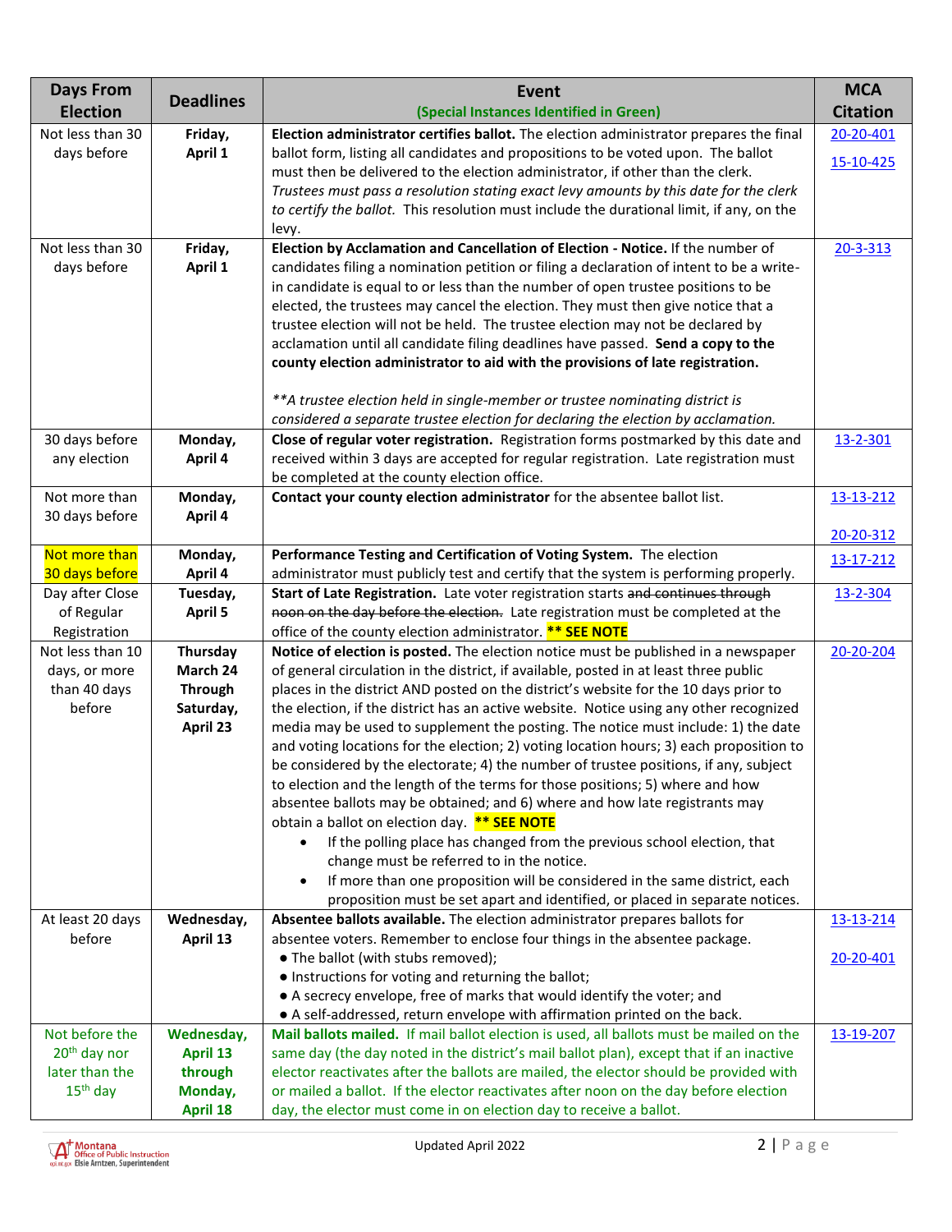| Days From Election | Deadlines | Event (Special Instances Identified in Green) | MCA Citation |
|---|---|---|---|
| Not less than 30 days before | **Friday, April 1** | **Election administrator certifies ballot.** The election administrator prepares the final ballot form, listing all candidates and propositions to be voted upon. The ballot must then be delivered to the election administrator, if other than the clerk. *Trustees must pass a resolution stating exact levy amounts by this date for the clerk to certify the ballot.* This resolution must include the durational limit, if any, on the levy. | 20-20-401<br>15-10-425 |
| Not less than 30 days before | **Friday, April 1** | **Election by Acclamation and Cancellation of Election - Notice.** If the number of candidates filing a nomination petition or filing a declaration of intent to be a write-in candidate is equal to or less than the number of open trustee positions to be elected, the trustees may cancel the election. They must then give notice that a trustee election will not be held. The trustee election may not be declared by acclamation until all candidate filing deadlines have passed. **Send a copy to the county election administrator to aid with the provisions of late registration.**<br><br>*\*\*A trustee election held in single-member or trustee nominating district is considered a separate trustee election for declaring the election by acclamation.* | 20-3-313 |
| 30 days before any election | **Monday, April 4** | **Close of regular voter registration.** Registration forms postmarked by this date and received within 3 days are accepted for regular registration. Late registration must be completed at the county election office. | 13-2-301 |
| Not more than 30 days before | **Monday, April 4** | **Contact your county election administrator** for the absentee ballot list. | 13-13-212<br>20-20-312 |
| Not more than 30 days before | **Monday, April 4** | **Performance Testing and Certification of Voting System.** The election administrator must publicly test and certify that the system is performing properly. | 13-17-212 |
| Day after Close of Regular Registration | **Tuesday, April 5** | **Start of Late Registration.** Late voter registration starts ~~and continues through noon on the day before the election.~~ Late registration must be completed at the office of the county election administrator. **\*\* SEE NOTE** | 13-2-304 |
| Not less than 10 days, or more than 40 days before | **Thursday March 24 Through Saturday, April 23** | **Notice of election is posted.** The election notice must be published in a newspaper of general circulation in the district, if available, posted in at least three public places in the district AND posted on the district's website for the 10 days prior to the election, if the district has an active website. Notice using any other recognized media may be used to supplement the posting. The notice must include: 1) the date and voting locations for the election; 2) voting location hours; 3) each proposition to be considered by the electorate; 4) the number of trustee positions, if any, subject to election and the length of the terms for those positions; 5) where and how absentee ballots may be obtained; and 6) where and how late registrants may obtain a ballot on election day. **\*\* SEE NOTE**<br>• If the polling place has changed from the previous school election, that change must be referred to in the notice.<br>• If more than one proposition will be considered in the same district, each proposition must be set apart and identified, or placed in separate notices. | 20-20-204 |
| At least 20 days before | **Wednesday, April 13** | **Absentee ballots available.** The election administrator prepares ballots for absentee voters. Remember to enclose four things in the absentee package.<br>● The ballot (with stubs removed);<br>● Instructions for voting and returning the ballot;<br>● A secrecy envelope, free of marks that would identify the voter; and<br>● A self-addressed, return envelope with affirmation printed on the back. | 13-13-214<br>20-20-401 |
| Not before the 20th day nor later than the 15th day | **Wednesday, April 13 through Monday, April 18** | **Mail ballots mailed.** If mail ballot election is used, all ballots must be mailed on the same day (the day noted in the district's mail ballot plan), except that if an inactive elector reactivates after the ballots are mailed, the elector should be provided with or mailed a ballot. If the elector reactivates after noon on the day before election day, the elector must come in on election day to receive a ballot. | 13-19-207 |

Updated April 2022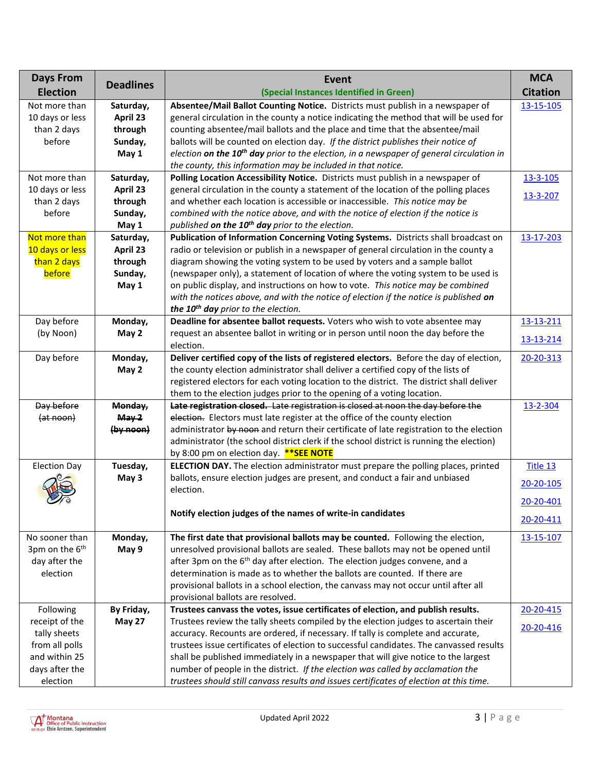| Days From Election | Deadlines | Event (Special Instances Identified in Green) | MCA Citation |
|---|---|---|---|
| Not more than 10 days or less than 2 days before | **Saturday, April 23 through Sunday, May 1** | **Absentee/Mail Ballot Counting Notice.** Districts must publish in a newspaper of general circulation in the county a notice indicating the method that will be used for counting absentee/mail ballots and the place and time that the absentee/mail ballots will be counted on election day. *If the district publishes their notice of election **on the 10th day** prior to the election, in a newspaper of general circulation in the county, this information may be included in that notice.* | 13-15-105 |
| Not more than 10 days or less than 2 days before | **Saturday, April 23 through Sunday, May 1** | **Polling Location Accessibility Notice.** Districts must publish in a newspaper of general circulation in the county a statement of the location of the polling places and whether each location is accessible or inaccessible. *This notice may be combined with the notice above, and with the notice of election if the notice is published **on the 10th day** prior to the election.* | 13-3-105<br>13-3-207 |
| Not more than 10 days or less than 2 days before | **Saturday, April 23 through Sunday, May 1** | **Publication of Information Concerning Voting Systems.** Districts shall broadcast on radio or television or publish in a newspaper of general circulation in the county a diagram showing the voting system to be used by voters and a sample ballot (newspaper only), a statement of location of where the voting system to be used is on public display, and instructions on how to vote. *This notice may be combined with the notices above, and with the notice of election if the notice is published **on the 10th day** prior to the election.* | 13-17-203 |
| Day before (by Noon) | **Monday, May 2** | **Deadline for absentee ballot requests.** Voters who wish to vote absentee may request an absentee ballot in writing or in person until noon the day before the election. | 13-13-211<br>13-13-214 |
| Day before | **Monday, May 2** | **Deliver certified copy of the lists of registered electors.** Before the day of election, the county election administrator shall deliver a certified copy of the lists of registered electors for each voting location to the district. The district shall deliver them to the election judges prior to the opening of a voting location. | 20-20-313 |
| ~~Day before (at noon)~~ | ~~**Monday, May 2 (by noon)**~~ | ~~**Late registration closed.** Late registration is closed at noon the day before the election.~~ Electors must late register at the office of the county election administrator ~~by noon~~ and return their certificate of late registration to the election administrator (the school district clerk if the school district is running the election) by 8:00 pm on election day. **\*\*SEE NOTE** | 13-2-304 |
| Election Day | **Tuesday, May 3** | **ELECTION DAY.** The election administrator must prepare the polling places, printed ballots, ensure election judges are present, and conduct a fair and unbiased election.<br><br>**Notify election judges of the names of write-in candidates** | Title 13<br>20-20-105<br>20-20-401<br>20-20-411 |
| No sooner than 3pm on the 6th day after the election | **Monday, May 9** | **The first date that provisional ballots may be counted.** Following the election, unresolved provisional ballots are sealed. These ballots may not be opened until after 3pm on the 6th day after election. The election judges convene, and a determination is made as to whether the ballots are counted. If there are provisional ballots in a school election, the canvass may not occur until after all provisional ballots are resolved. | 13-15-107 |
| Following receipt of the tally sheets from all polls and within 25 days after the election | **By Friday, May 27** | **Trustees canvass the votes, issue certificates of election, and publish results.** Trustees review the tally sheets compiled by the election judges to ascertain their accuracy. Recounts are ordered, if necessary. If tally is complete and accurate, trustees issue certificates of election to successful candidates. The canvassed results shall be published immediately in a newspaper that will give notice to the largest number of people in the district. *If the election was called by acclamation the trustees should still canvass results and issues certificates of election at this time.* | 20-20-415<br>20-20-416 |

Updated April 2022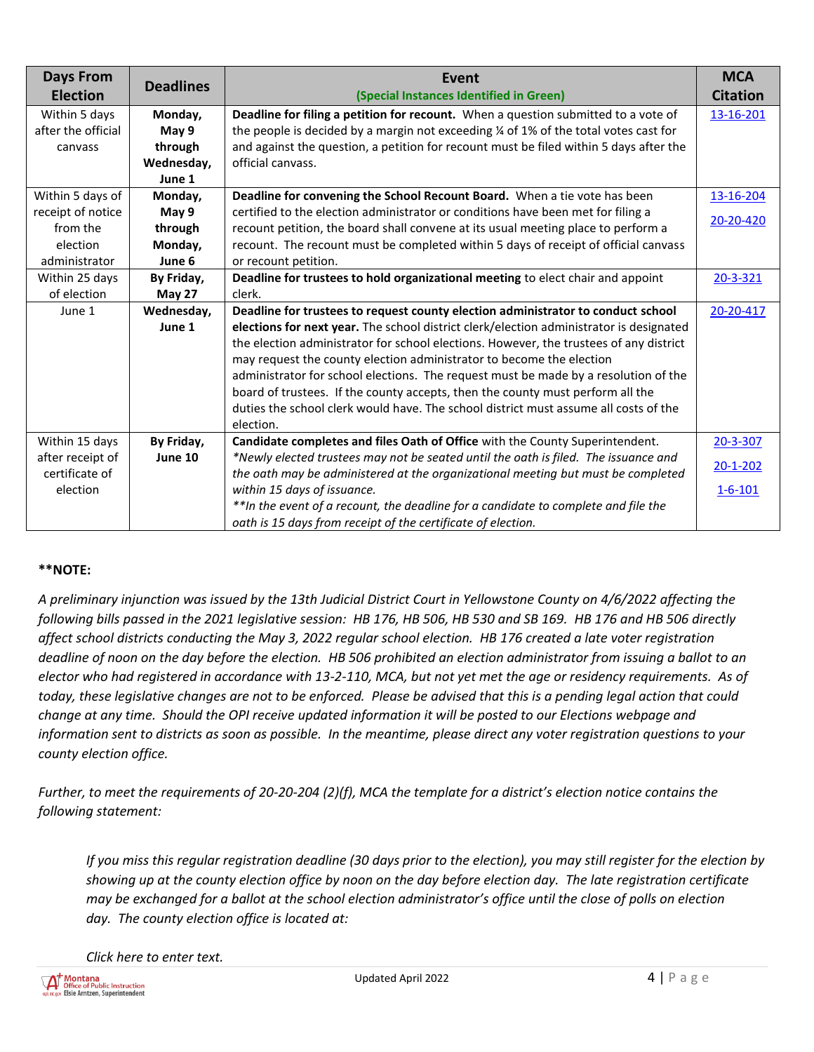| Days From Election | Deadlines | Event (Special Instances Identified in Green) | MCA Citation |
|---|---|---|---|
| Within 5 days after the official canvass | **Monday, May 9 through Wednesday, June 1** | **Deadline for filing a petition for recount.** When a question submitted to a vote of the people is decided by a margin not exceeding ¼ of 1% of the total votes cast for and against the question, a petition for recount must be filed within 5 days after the official canvass. | 13-16-201 |
| Within 5 days of receipt of notice from the election administrator | **Monday, May 9 through Monday, June 6** | **Deadline for convening the School Recount Board.** When a tie vote has been certified to the election administrator or conditions have been met for filing a recount petition, the board shall convene at its usual meeting place to perform a recount. The recount must be completed within 5 days of receipt of official canvass or recount petition. | 13-16-204 20-20-420 |
| Within 25 days of election | **By Friday, May 27** | **Deadline for trustees to hold organizational meeting** to elect chair and appoint clerk. | 20-3-321 |
| June 1 | **Wednesday, June 1** | **Deadline for trustees to request county election administrator to conduct school elections for next year.** The school district clerk/election administrator is designated the election administrator for school elections. However, the trustees of any district may request the county election administrator to become the election administrator for school elections. The request must be made by a resolution of the board of trustees. If the county accepts, then the county must perform all the duties the school clerk would have. The school district must assume all costs of the election. | 20-20-417 |
| Within 15 days after receipt of certificate of election | **By Friday, June 10** | **Candidate completes and files Oath of Office** with the County Superintendent. *\*Newly elected trustees may not be seated until the oath is filed. The issuance and the oath may be administered at the organizational meeting but must be completed within 15 days of issuance.* *\*\*In the event of a recount, the deadline for a candidate to complete and file the oath is 15 days from receipt of the certificate of election.* | 20-3-307 20-1-202 1-6-101 |

**\*\*NOTE:**

*A preliminary injunction was issued by the 13th Judicial District Court in Yellowstone County on 4/6/2022 affecting the following bills passed in the 2021 legislative session: HB 176, HB 506, HB 530 and SB 169. HB 176 and HB 506 directly affect school districts conducting the May 3, 2022 regular school election. HB 176 created a late voter registration deadline of noon on the day before the election. HB 506 prohibited an election administrator from issuing a ballot to an elector who had registered in accordance with 13-2-110, MCA, but not yet met the age or residency requirements. As of today, these legislative changes are not to be enforced. Please be advised that this is a pending legal action that could change at any time. Should the OPI receive updated information it will be posted to our Elections webpage and information sent to districts as soon as possible. In the meantime, please direct any voter registration questions to your county election office.*

*Further, to meet the requirements of 20-20-204 (2)(f), MCA the template for a district's election notice contains the following statement:*

> *If you miss this regular registration deadline (30 days prior to the election), you may still register for the election by showing up at the county election office by noon on the day before election day. The late registration certificate may be exchanged for a ballot at the school election administrator's office until the close of polls on election day. The county election office is located at:*
>
> *Click here to enter text.*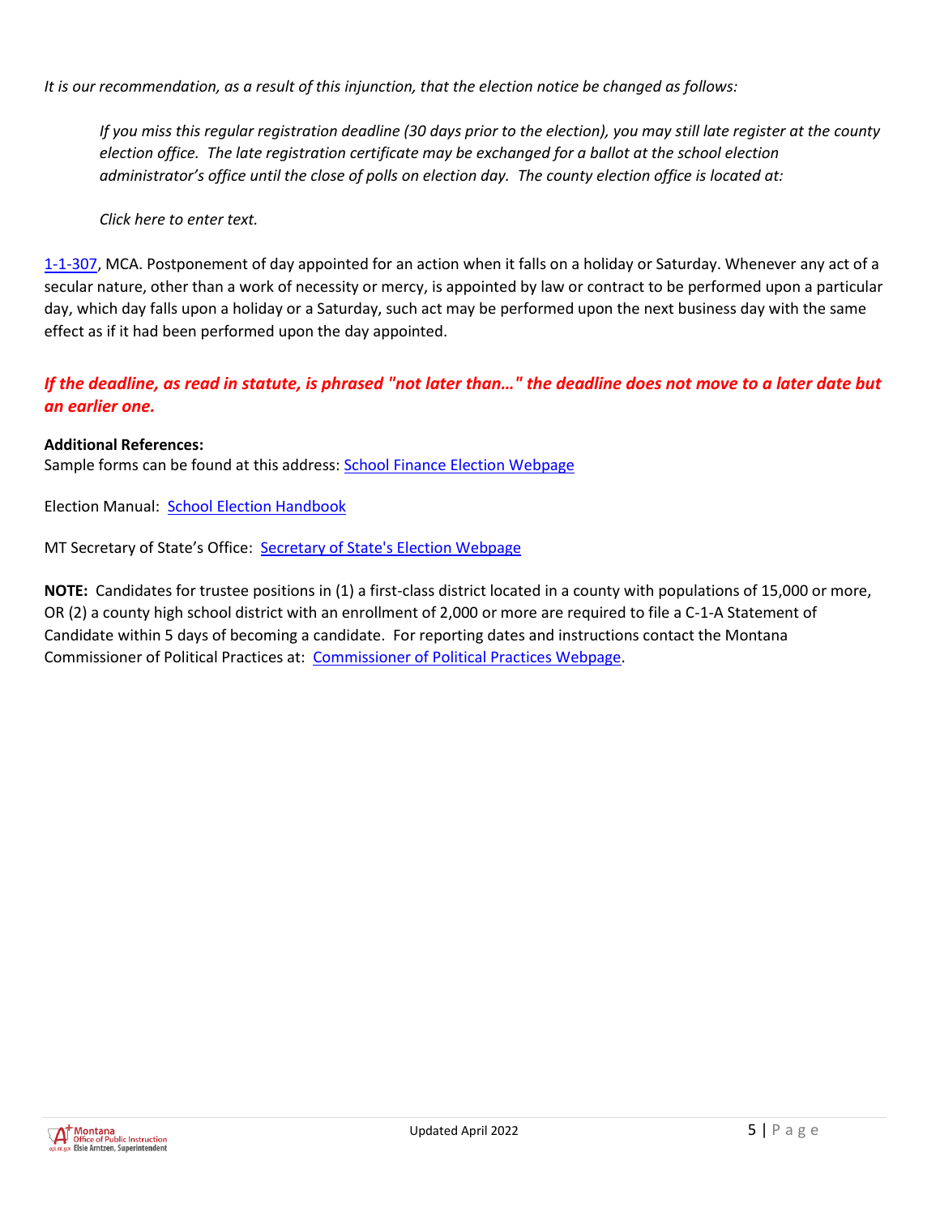*It is our recommendation, as a result of this injunction, that the election notice be changed as follows:*

> *If you miss this regular registration deadline (30 days prior to the election), you may still late register at the county election office. The late registration certificate may be exchanged for a ballot at the school election administrator's office until the close of polls on election day. The county election office is located at:*
>
> *Click here to enter text.*

1-1-307, MCA. Postponement of day appointed for an action when it falls on a holiday or Saturday. Whenever any act of a secular nature, other than a work of necessity or mercy, is appointed by law or contract to be performed upon a particular day, which day falls upon a holiday or a Saturday, such act may be performed upon the next business day with the same effect as if it had been performed upon the day appointed.

***If the deadline, as read in statute, is phrased "not later than…" the deadline does not move to a later date but an earlier one.***

**Additional References:**
Sample forms can be found at this address: School Finance Election Webpage

Election Manual: School Election Handbook

MT Secretary of State's Office: Secretary of State's Election Webpage

**NOTE:** Candidates for trustee positions in (1) a first-class district located in a county with populations of 15,000 or more, OR (2) a county high school district with an enrollment of 2,000 or more are required to file a C-1-A Statement of Candidate within 5 days of becoming a candidate. For reporting dates and instructions contact the Montana Commissioner of Political Practices at: Commissioner of Political Practices Webpage.